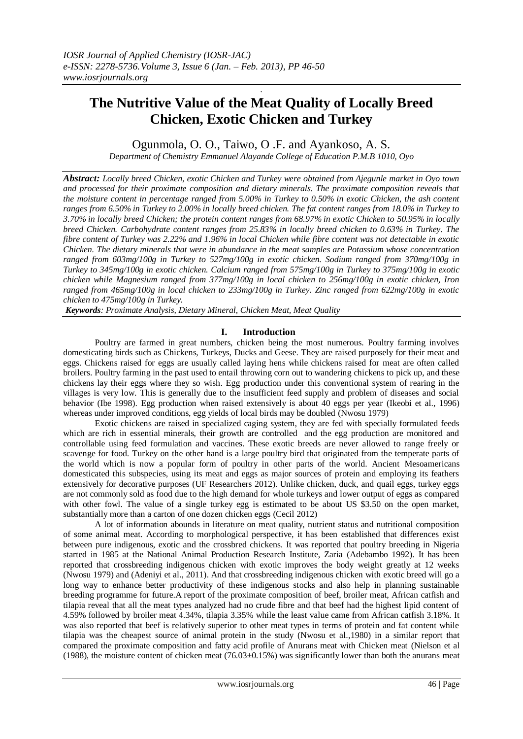# The Nutritive Value of the Meat Quality of Locally Breed Chicken, Exotic Chicken and Turkey

Ogunmola, O. O., Taiwo, O .F. and Ayankoso, A. S.

*Department of Chemistry Emmanuel Alayande College of Education P.M.B 1010, Oyo*

***Abstract:** Locally breed Chicken, exotic Chicken and Turkey were obtained from Ajegunle market in Oyo town and processed for their proximate composition and dietary minerals. The proximate composition reveals that the moisture content in percentage ranged from 5.00% in Turkey to 0.50% in exotic Chicken, the ash content ranges from 6.50% in Turkey to 2.00% in locally breed chicken. The fat content ranges from 18.0% in Turkey to 3.70% in locally breed Chicken; the protein content ranges from 68.97% in exotic Chicken to 50.95% in locally breed Chicken. Carbohydrate content ranges from 25.83% in locally breed chicken to 0.63% in Turkey. The fibre content of Turkey was 2.22% and 1.96% in local Chicken while fibre content was not detectable in exotic Chicken. The dietary minerals that were in abundance in the meat samples are Potassium whose concentration ranged from 603mg/100g in Turkey to 527mg/100g in exotic chicken. Sodium ranged from 370mg/100g in Turkey to 345mg/100g in exotic chicken. Calcium ranged from 575mg/100g in Turkey to 375mg/100g in exotic chicken while Magnesium ranged from 377mg/100g in local chicken to 256mg/100g in exotic chicken, Iron ranged from 465mg/100g in local chicken to 233mg/100g in Turkey. Zinc ranged from 622mg/100g in exotic chicken to 475mg/100g in Turkey.*

***Keywords**: Proximate Analysis, Dietary Mineral, Chicken Meat, Meat Quality*

## I. Introduction

Poultry are farmed in great numbers, chicken being the most numerous. Poultry farming involves domesticating birds such as Chickens, Turkeys, Ducks and Geese. They are raised purposely for their meat and eggs. Chickens raised for eggs are usually called laying hens while chickens raised for meat are often called broilers. Poultry farming in the past used to entail throwing corn out to wandering chickens to pick up, and these chickens lay their eggs where they so wish. Egg production under this conventional system of rearing in the villages is very low. This is generally due to the insufficient feed supply and problem of diseases and social behavior (Ibe 1998). Egg production when raised extensively is about 40 eggs per year (Ikeobi et al., 1996) whereas under improved conditions, egg yields of local birds may be doubled (Nwosu 1979)

Exotic chickens are raised in specialized caging system, they are fed with specially formulated feeds which are rich in essential minerals, their growth are controlled and the egg production are monitored and controllable using feed formulation and vaccines. These exotic breeds are never allowed to range freely or scavenge for food. Turkey on the other hand is a large poultry bird that originated from the temperate parts of the world which is now a popular form of poultry in other parts of the world. Ancient Mesoamericans domesticated this subspecies, using its meat and eggs as major sources of protein and employing its feathers extensively for decorative purposes (UF Researchers 2012). Unlike chicken, duck, and quail eggs, turkey eggs are not commonly sold as food due to the high demand for whole turkeys and lower output of eggs as compared with other fowl. The value of a single turkey egg is estimated to be about US $3.50 on the open market, substantially more than a carton of one dozen chicken eggs (Cecil 2012)

A lot of information abounds in literature on meat quality, nutrient status and nutritional composition of some animal meat. According to morphological perspective, it has been established that differences exist between pure indigenous, exotic and the crossbred chickens. It was reported that poultry breeding in Nigeria started in 1985 at the National Animal Production Research Institute, Zaria (Adebambo 1992). It has been reported that crossbreeding indigenous chicken with exotic improves the body weight greatly at 12 weeks (Nwosu 1979) and (Adeniyi et al., 2011). And that crossbreeding indigenous chicken with exotic breed will go a long way to enhance better productivity of these indigenous stocks and also help in planning sustainable breeding programme for future.A report of the proximate composition of beef, broiler meat, African catfish and tilapia reveal that all the meat types analyzed had no crude fibre and that beef had the highest lipid content of 4.59% followed by broiler meat 4.34%, tilapia 3.35% while the least value came from African catfish 3.18%. It was also reported that beef is relatively superior to other meat types in terms of protein and fat content while tilapia was the cheapest source of animal protein in the study (Nwosu et al.,1980) in a similar report that compared the proximate composition and fatty acid profile of Anurans meat with Chicken meat (Nielson et al (1988), the moisture content of chicken meat (76.03±0.15%) was significantly lower than both the anurans meat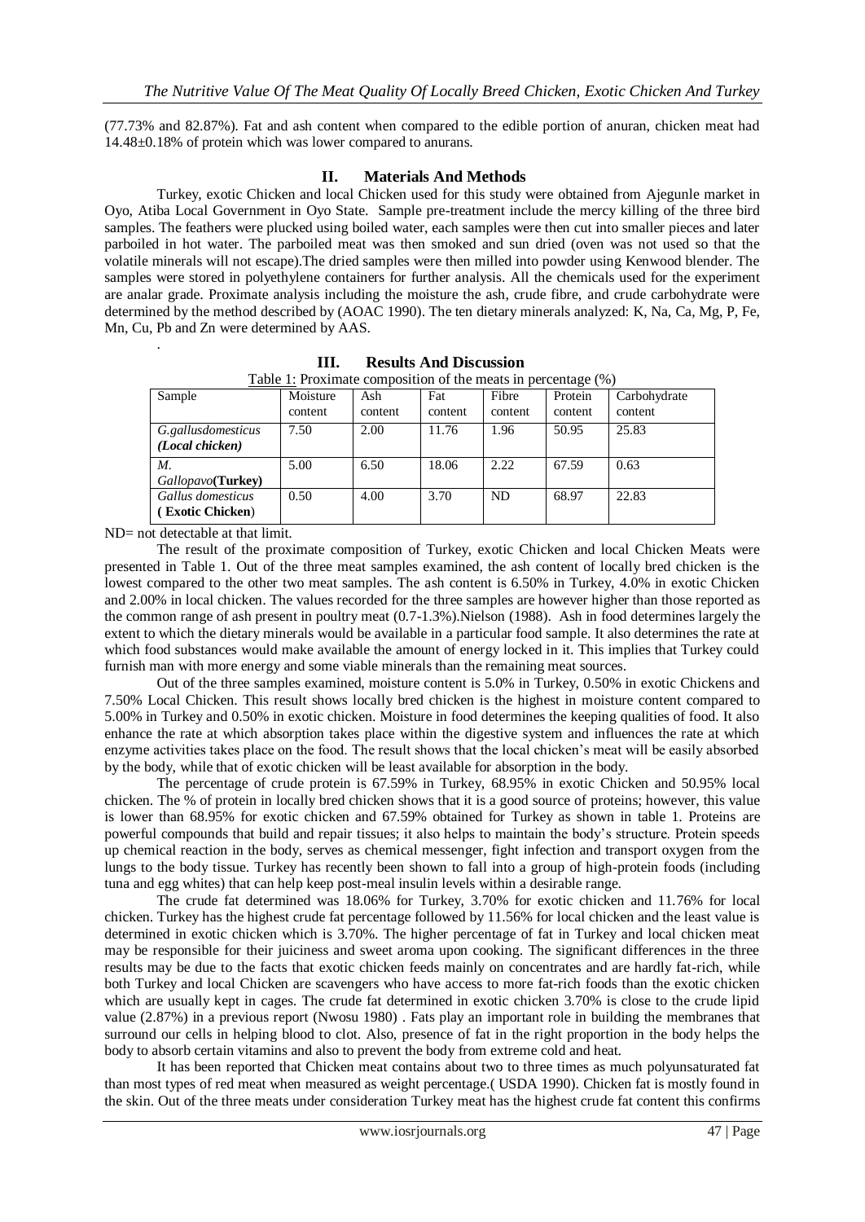(77.73% and 82.87%). Fat and ash content when compared to the edible portion of anuran, chicken meat had 14.48±0.18% of protein which was lower compared to anurans.

## II. Materials And Methods

Turkey, exotic Chicken and local Chicken used for this study were obtained from Ajegunle market in Oyo, Atiba Local Government in Oyo State. Sample pre-treatment include the mercy killing of the three bird samples. The feathers were plucked using boiled water, each samples were then cut into smaller pieces and later parboiled in hot water. The parboiled meat was then smoked and sun dried (oven was not used so that the volatile minerals will not escape).The dried samples were then milled into powder using Kenwood blender. The samples were stored in polyethylene containers for further analysis. All the chemicals used for the experiment are analar grade. Proximate analysis including the moisture the ash, crude fibre, and crude carbohydrate were determined by the method described by (AOAC 1990). The ten dietary minerals analyzed: K, Na, Ca, Mg, P, Fe, Mn, Cu, Pb and Zn were determined by AAS.

.

## III. Results And Discussion

Table 1: Proximate composition of the meats in percentage (%)

| Sample | Moisture content | Ash content | Fat content | Fibre content | Protein content | Carbohydrate content |
|---|---|---|---|---|---|---|
| *G.gallusdomesticus (Local chicken)* | 7.50 | 2.00 | 11.76 | 1.96 | 50.95 | 25.83 |
| *M. Gallopavo***(Turkey)** | 5.00 | 6.50 | 18.06 | 2.22 | 67.59 | 0.63 |
| *Gallus domesticus* (**Exotic Chicken**) | 0.50 | 4.00 | 3.70 | ND | 68.97 | 22.83 |

ND= not detectable at that limit.

The result of the proximate composition of Turkey, exotic Chicken and local Chicken Meats were presented in Table 1. Out of the three meat samples examined, the ash content of locally bred chicken is the lowest compared to the other two meat samples. The ash content is 6.50% in Turkey, 4.0% in exotic Chicken and 2.00% in local chicken. The values recorded for the three samples are however higher than those reported as the common range of ash present in poultry meat (0.7-1.3%).Nielson (1988). Ash in food determines largely the extent to which the dietary minerals would be available in a particular food sample. It also determines the rate at which food substances would make available the amount of energy locked in it. This implies that Turkey could furnish man with more energy and some viable minerals than the remaining meat sources.

Out of the three samples examined, moisture content is 5.0% in Turkey, 0.50% in exotic Chickens and 7.50% Local Chicken. This result shows locally bred chicken is the highest in moisture content compared to 5.00% in Turkey and 0.50% in exotic chicken. Moisture in food determines the keeping qualities of food. It also enhance the rate at which absorption takes place within the digestive system and influences the rate at which enzyme activities takes place on the food. The result shows that the local chicken's meat will be easily absorbed by the body, while that of exotic chicken will be least available for absorption in the body.

The percentage of crude protein is 67.59% in Turkey, 68.95% in exotic Chicken and 50.95% local chicken. The % of protein in locally bred chicken shows that it is a good source of proteins; however, this value is lower than 68.95% for exotic chicken and 67.59% obtained for Turkey as shown in table 1. Proteins are powerful compounds that build and repair tissues; it also helps to maintain the body's structure. Protein speeds up chemical reaction in the body, serves as chemical messenger, fight infection and transport oxygen from the lungs to the body tissue. Turkey has recently been shown to fall into a group of high-protein foods (including tuna and egg whites) that can help keep post-meal insulin levels within a desirable range.

The crude fat determined was 18.06% for Turkey, 3.70% for exotic chicken and 11.76% for local chicken. Turkey has the highest crude fat percentage followed by 11.56% for local chicken and the least value is determined in exotic chicken which is 3.70%. The higher percentage of fat in Turkey and local chicken meat may be responsible for their juiciness and sweet aroma upon cooking. The significant differences in the three results may be due to the facts that exotic chicken feeds mainly on concentrates and are hardly fat-rich, while both Turkey and local Chicken are scavengers who have access to more fat-rich foods than the exotic chicken which are usually kept in cages. The crude fat determined in exotic chicken 3.70% is close to the crude lipid value (2.87%) in a previous report (Nwosu 1980) . Fats play an important role in building the membranes that surround our cells in helping blood to clot. Also, presence of fat in the right proportion in the body helps the body to absorb certain vitamins and also to prevent the body from extreme cold and heat.

It has been reported that Chicken meat contains about two to three times as much polyunsaturated fat than most types of red meat when measured as weight percentage.( USDA 1990). Chicken fat is mostly found in the skin. Out of the three meats under consideration Turkey meat has the highest crude fat content this confirms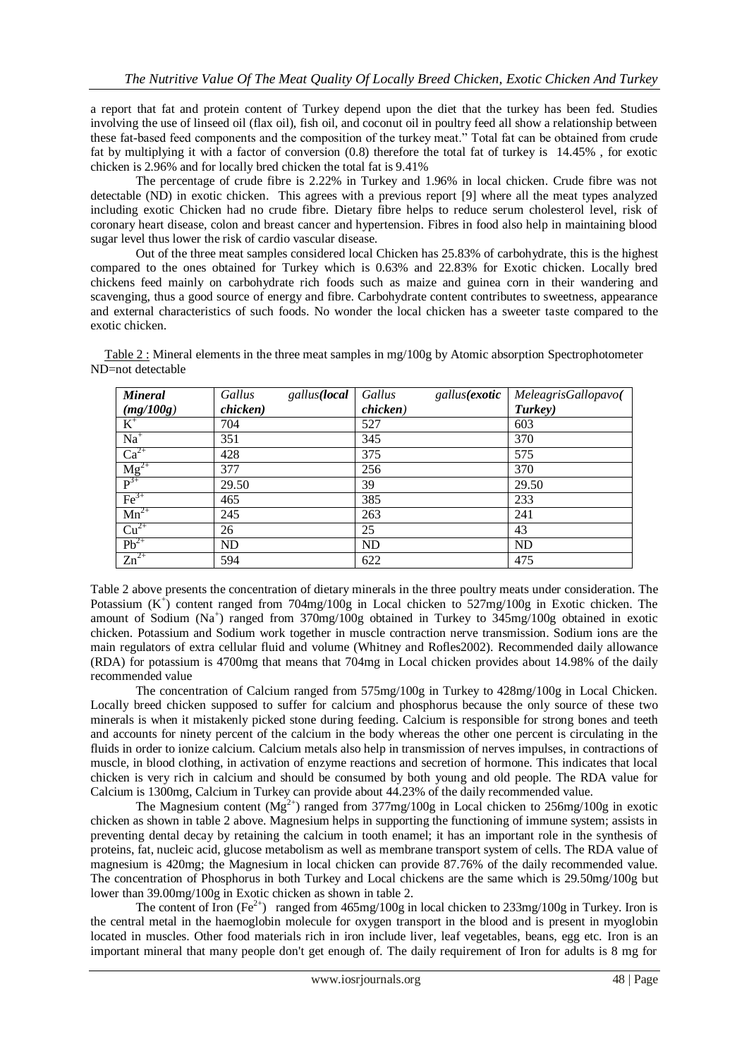a report that fat and protein content of Turkey depend upon the diet that the turkey has been fed. Studies involving the use of linseed oil (flax oil), fish oil, and coconut oil in poultry feed all show a relationship between these fat-based feed components and the composition of the turkey meat." Total fat can be obtained from crude fat by multiplying it with a factor of conversion (0.8) therefore the total fat of turkey is 14.45% , for exotic chicken is 2.96% and for locally bred chicken the total fat is 9.41%

The percentage of crude fibre is 2.22% in Turkey and 1.96% in local chicken. Crude fibre was not detectable (ND) in exotic chicken. This agrees with a previous report [9] where all the meat types analyzed including exotic Chicken had no crude fibre. Dietary fibre helps to reduce serum cholesterol level, risk of coronary heart disease, colon and breast cancer and hypertension. Fibres in food also help in maintaining blood sugar level thus lower the risk of cardio vascular disease.

Out of the three meat samples considered local Chicken has 25.83% of carbohydrate, this is the highest compared to the ones obtained for Turkey which is 0.63% and 22.83% for Exotic chicken. Locally bred chickens feed mainly on carbohydrate rich foods such as maize and guinea corn in their wandering and scavenging, thus a good source of energy and fibre. Carbohydrate content contributes to sweetness, appearance and external characteristics of such foods. No wonder the local chicken has a sweeter taste compared to the exotic chicken.

Table 2 : Mineral elements in the three meat samples in mg/100g by Atomic absorption Spectrophotometer ND=not detectable

| ***Mineral (mg/100g)*** | *Gallus gallus**(local** chicken)* | *Gallus gallus**(exotic** chicken)* | *MeleagrisGallopavo( **Turkey)*** |
|---|---|---|---|
| $K^+$ | 704 | 527 | 603 |
| $Na^+$ | 351 | 345 | 370 |
| $Ca^{2+}$ | 428 | 375 | 575 |
| $Mg^{2+}$ | 377 | 256 | 370 |
| $P^{3+}$ | 29.50 | 39 | 29.50 |
| $Fe^{3+}$ | 465 | 385 | 233 |
| $Mn^{2+}$ | 245 | 263 | 241 |
| $Cu^{2+}$ | 26 | 25 | 43 |
| $Pb^{2+}$ | ND | ND | ND |
| $Zn^{2+}$ | 594 | 622 | 475 |

Table 2 above presents the concentration of dietary minerals in the three poultry meats under consideration. The Potassium ($K^+$) content ranged from 704mg/100g in Local chicken to 527mg/100g in Exotic chicken. The amount of Sodium ($Na^+$) ranged from 370mg/100g obtained in Turkey to 345mg/100g obtained in exotic chicken. Potassium and Sodium work together in muscle contraction nerve transmission. Sodium ions are the main regulators of extra cellular fluid and volume (Whitney and Rofles2002). Recommended daily allowance (RDA) for potassium is 4700mg that means that 704mg in Local chicken provides about 14.98% of the daily recommended value

The concentration of Calcium ranged from 575mg/100g in Turkey to 428mg/100g in Local Chicken. Locally breed chicken supposed to suffer for calcium and phosphorus because the only source of these two minerals is when it mistakenly picked stone during feeding. Calcium is responsible for strong bones and teeth and accounts for ninety percent of the calcium in the body whereas the other one percent is circulating in the fluids in order to ionize calcium. Calcium metals also help in transmission of nerves impulses, in contractions of muscle, in blood clothing, in activation of enzyme reactions and secretion of hormone. This indicates that local chicken is very rich in calcium and should be consumed by both young and old people. The RDA value for Calcium is 1300mg, Calcium in Turkey can provide about 44.23% of the daily recommended value.

The Magnesium content ($Mg^{2+}$) ranged from 377mg/100g in Local chicken to 256mg/100g in exotic chicken as shown in table 2 above. Magnesium helps in supporting the functioning of immune system; assists in preventing dental decay by retaining the calcium in tooth enamel; it has an important role in the synthesis of proteins, fat, nucleic acid, glucose metabolism as well as membrane transport system of cells. The RDA value of magnesium is 420mg; the Magnesium in local chicken can provide 87.76% of the daily recommended value. The concentration of Phosphorus in both Turkey and Local chickens are the same which is 29.50mg/100g but lower than 39.00mg/100g in Exotic chicken as shown in table 2.

The content of Iron ($Fe^{2+}$) ranged from 465mg/100g in local chicken to 233mg/100g in Turkey. Iron is the central metal in the haemoglobin molecule for oxygen transport in the blood and is present in myoglobin located in muscles. Other food materials rich in iron include liver, leaf vegetables, beans, egg etc. Iron is an important mineral that many people don't get enough of. The daily requirement of Iron for adults is 8 mg for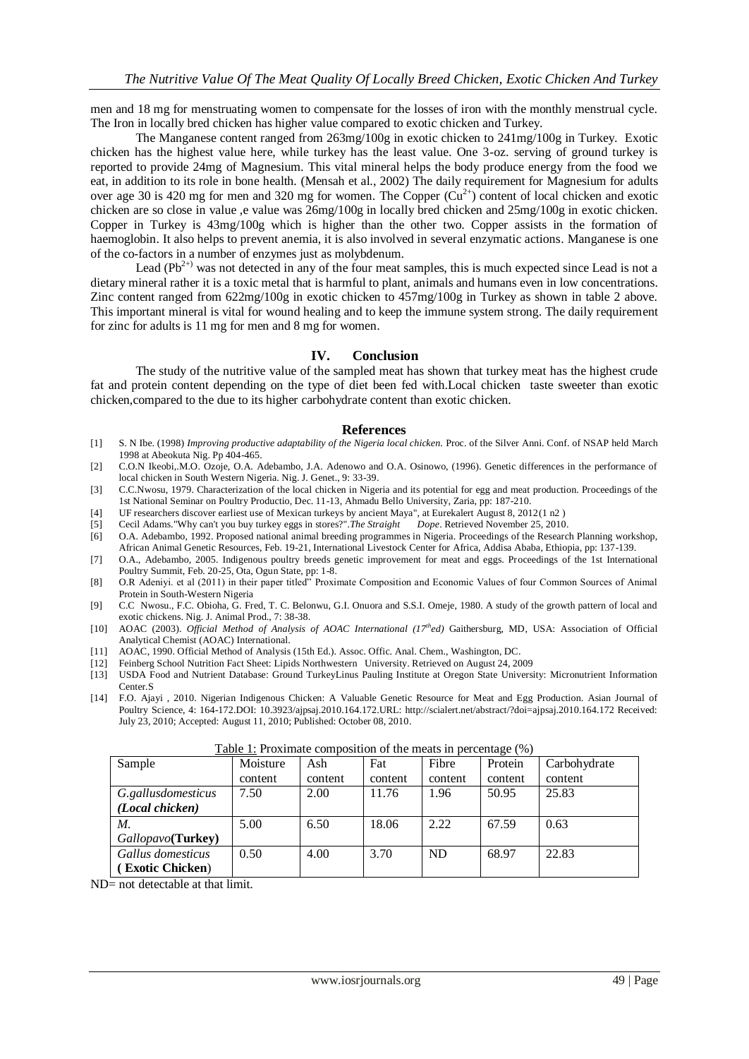men and 18 mg for menstruating women to compensate for the losses of iron with the monthly menstrual cycle. The Iron in locally bred chicken has higher value compared to exotic chicken and Turkey.

The Manganese content ranged from 263mg/100g in exotic chicken to 241mg/100g in Turkey. Exotic chicken has the highest value here, while turkey has the least value. One 3-oz. serving of ground turkey is reported to provide 24mg of Magnesium. This vital mineral helps the body produce energy from the food we eat, in addition to its role in bone health. (Mensah et al., 2002) The daily requirement for Magnesium for adults over age 30 is 420 mg for men and 320 mg for women. The Copper ($Cu^{2+}$) content of local chicken and exotic chicken are so close in value ,e value was 26mg/100g in locally bred chicken and 25mg/100g in exotic chicken. Copper in Turkey is 43mg/100g which is higher than the other two. Copper assists in the formation of haemoglobin. It also helps to prevent anemia, it is also involved in several enzymatic actions. Manganese is one of the co-factors in a number of enzymes just as molybdenum.

Lead ($Pb^{2+)}$ was not detected in any of the four meat samples, this is much expected since Lead is not a dietary mineral rather it is a toxic metal that is harmful to plant, animals and humans even in low concentrations. Zinc content ranged from 622mg/100g in exotic chicken to 457mg/100g in Turkey as shown in table 2 above. This important mineral is vital for wound healing and to keep the immune system strong. The daily requirement for zinc for adults is 11 mg for men and 8 mg for women.

## IV. Conclusion

The study of the nutritive value of the sampled meat has shown that turkey meat has the highest crude fat and protein content depending on the type of diet been fed with.Local chicken taste sweeter than exotic chicken,compared to the due to its higher carbohydrate content than exotic chicken.

## References

[1] S. N Ibe. (1998) *Improving productive adaptability of the Nigeria local chicken.* Proc. of the Silver Anni. Conf. of NSAP held March 1998 at Abeokuta Nig. Pp 404-465.

[2] C.O.N Ikeobi,.M.O. Ozoje, O.A. Adebambo, J.A. Adenowo and O.A. Osinowo, (1996). Genetic differences in the performance of local chicken in South Western Nigeria. Nig. J. Genet., 9: 33-39.

[3] C.C.Nwosu, 1979. Characterization of the local chicken in Nigeria and its potential for egg and meat production. Proceedings of the 1st National Seminar on Poultry Productio, Dec. 11-13, Ahmadu Bello University, Zaria, pp: 187-210.

[4] UF researchers discover earliest use of Mexican turkeys by ancient Maya", at Eurekalert August 8, 2012(1 n2 )

[5] Cecil Adams."Why can't you buy turkey eggs in stores?".*The Straight Dope*. Retrieved November 25, 2010.

[6] O.A. Adebambo, 1992. Proposed national animal breeding programmes in Nigeria. Proceedings of the Research Planning workshop, African Animal Genetic Resources, Feb. 19-21, International Livestock Center for Africa, Addisa Ababa, Ethiopia, pp: 137-139.

[7] O.A., Adebambo, 2005. Indigenous poultry breeds genetic improvement for meat and eggs. Proceedings of the 1st International Poultry Summit, Feb. 20-25, Ota, Ogun State, pp: 1-8.

[8] O.R Adeniyi. et al (2011) in their paper titled" Proximate Composition and Economic Values of four Common Sources of Animal Protein in South-Western Nigeria

[9] C.C Nwosu., F.C. Obioha, G. Fred, T. C. Belonwu, G.I. Onuora and S.S.I. Omeje, 1980. A study of the growth pattern of local and exotic chickens. Nig. J. Animal Prod., 7: 38-38.

[10] AOAC (2003). *Official Method of Analysis of AOAC International ($17^{th}$ed)* Gaithersburg, MD, USA: Association of Official Analytical Chemist (AOAC) International.

[11] AOAC, 1990. Official Method of Analysis (15th Ed.). Assoc. Offic. Anal. Chem., Washington, DC.

[12] Feinberg School Nutrition Fact Sheet: Lipids Northwestern University. Retrieved on August 24, 2009

[13] USDA Food and Nutrient Database: Ground TurkeyLinus Pauling Institute at Oregon State University: Micronutrient Information Center.S

[14] F.O. Ajayi , 2010. Nigerian Indigenous Chicken: A Valuable Genetic Resource for Meat and Egg Production. Asian Journal of Poultry Science, 4: 164-172.DOI: 10.3923/ajpsaj.2010.164.172.URL: http://scialert.net/abstract/?doi=ajpsaj.2010.164.172 Received: July 23, 2010; Accepted: August 11, 2010; Published: October 08, 2010.

Table 1: Proximate composition of the meats in percentage (%)

| Sample | Moisture content | Ash content | Fat content | Fibre content | Protein content | Carbohydrate content |
|---|---|---|---|---|---|---|
| *G.gallusdomesticus* ***(Local chicken)*** | 7.50 | 2.00 | 11.76 | 1.96 | 50.95 | 25.83 |
| *M. Gallopavo***(Turkey)** | 5.00 | 6.50 | 18.06 | 2.22 | 67.59 | 0.63 |
| *Gallus domesticus* **( Exotic Chicken**) | 0.50 | 4.00 | 3.70 | ND | 68.97 | 22.83 |

ND= not detectable at that limit.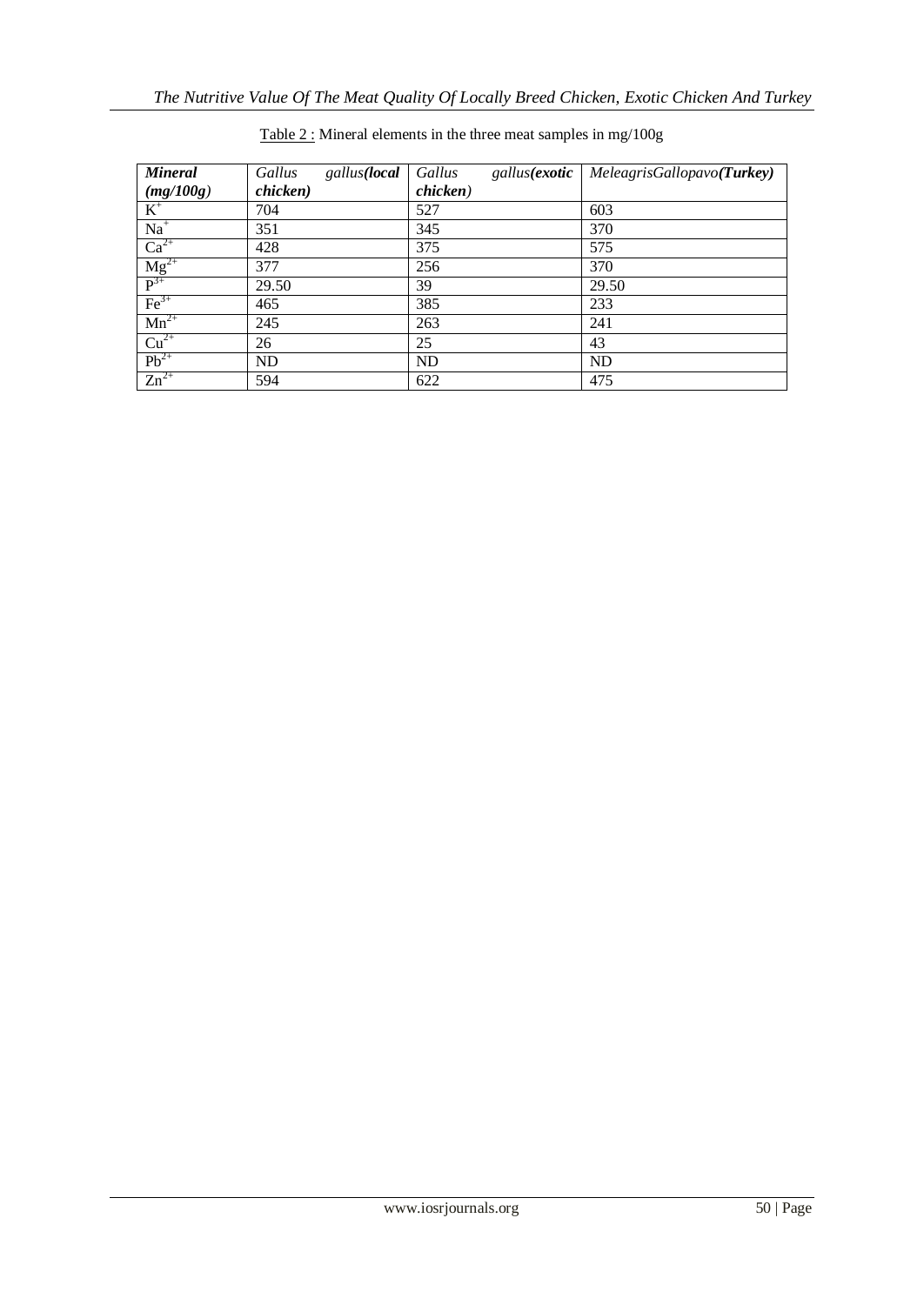Table 2 : Mineral elements in the three meat samples in mg/100g

| ***Mineral (mg/100g)*** | *Gallus gallus**(local chicken)*** | *Gallus gallus**(exotic chicken**)* | *MeleagrisGallopavo**(Turkey)*** |
|---|---|---|---|
| $K^+$ | 704 | 527 | 603 |
| $Na^+$ | 351 | 345 | 370 |
| $Ca^{2+}$ | 428 | 375 | 575 |
| $Mg^{2+}$ | 377 | 256 | 370 |
| $P^{3+}$ | 29.50 | 39 | 29.50 |
| $Fe^{3+}$ | 465 | 385 | 233 |
| $Mn^{2+}$ | 245 | 263 | 241 |
| $Cu^{2+}$ | 26 | 25 | 43 |
| $Pb^{2+}$ | ND | ND | ND |
| $Zn^{2+}$ | 594 | 622 | 475 |